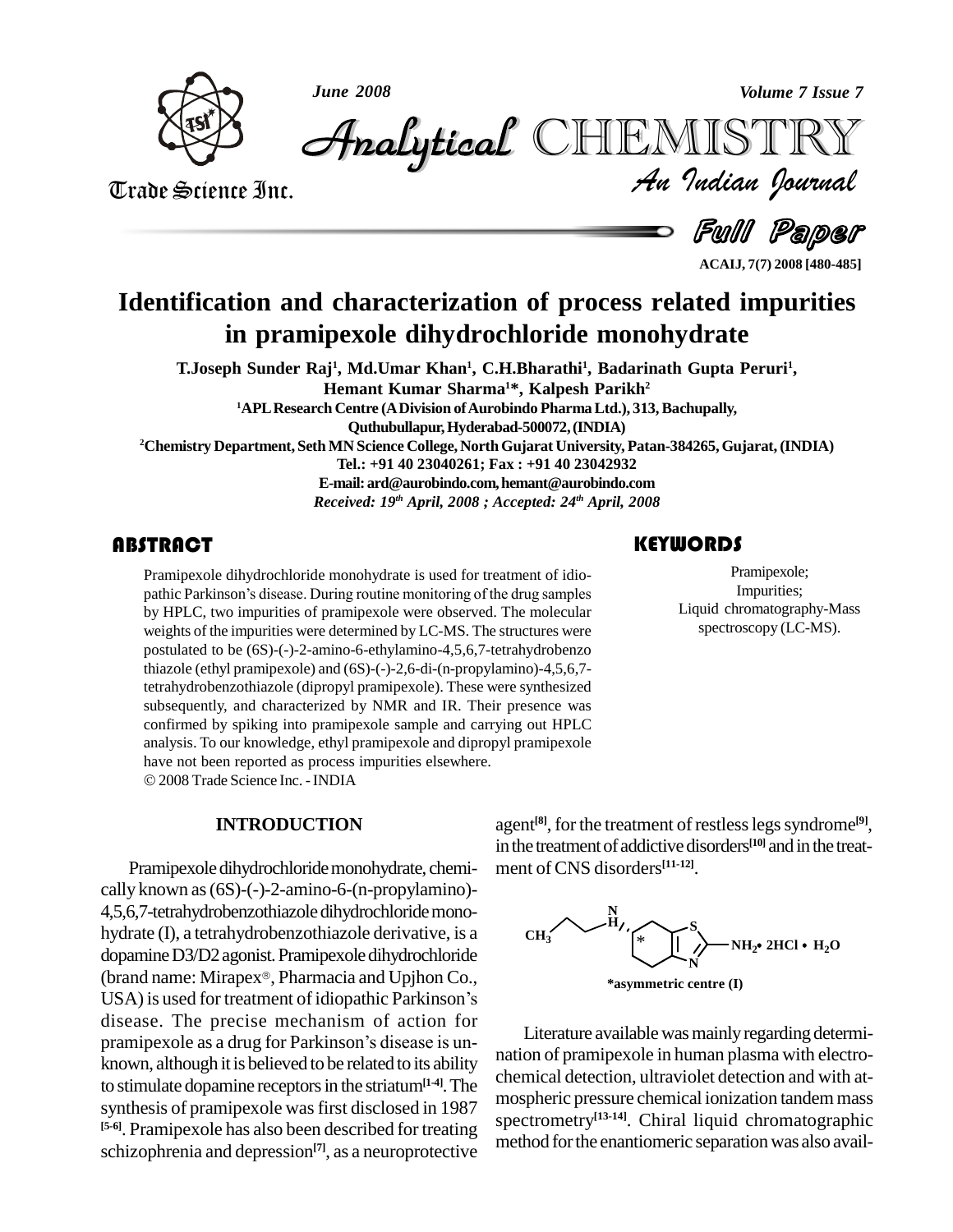# Identification and characterization of process related impurities in pramipexole dihydrochloride monohydrate

**T.Joseph Sunder Raj[1], Md.Umar Khan[1], C.H.Bharathi[1], Badarinath Gupta Peruri[1], Hemant Kumar Sharma[1]*, Kalpesh Parikh[2]**

[1]APL Research Centre (A Division of Aurobindo Pharma Ltd.), 313, Bachupally, Quthubullapur, Hyderabad-500072, (INDIA)

[2]Chemistry Department, Seth MN Science College, North Gujarat University, Patan-384265, Gujarat, (INDIA)

Tel.: +91 40 23040261; Fax : +91 40 23042932

E-mail: ard@aurobindo.com, hemant@aurobindo.com

*Received: 19th April, 2008 ; Accepted: 24th April, 2008*

## ABSTRACT

Pramipexole dihydrochloride monohydrate is used for treatment of idiopathic Parkinson's disease. During routine monitoring of the drug samples by HPLC, two impurities of pramipexole were observed. The molecular weights of the impurities were determined by LC-MS. The structures were postulated to be (6S)-(-)-2-amino-6-ethylamino-4,5,6,7-tetrahydrobenzo thiazole (ethyl pramipexole) and (6S)-(-)-2,6-di-(n-propylamino)-4,5,6,7-tetrahydrobenzothiazole (dipropyl pramipexole). These were synthesized subsequently, and characterized by NMR and IR. Their presence was confirmed by spiking into pramipexole sample and carrying out HPLC analysis. To our knowledge, ethyl pramipexole and dipropyl pramipexole have not been reported as process impurities elsewhere.

© 2008 Trade Science Inc. - INDIA

## KEYWORDS

Pramipexole;
Impurities;
Liquid chromatography-Mass spectroscopy (LC-MS).

## INTRODUCTION

Pramipexole dihydrochloride monohydrate, chemically known as (6S)-(-)-2-amino-6-(n-propylamino)-4,5,6,7-tetrahydrobenzothiazole dihydrochloride monohydrate (I), a tetrahydrobenzothiazole derivative, is a dopamine D3/D2 agonist. Pramipexole dihydrochloride (brand name: Mirapex®, Pharmacia and Upjhon Co., USA) is used for treatment of idiopathic Parkinson's disease. The precise mechanism of action for pramipexole as a drug for Parkinson's disease is unknown, although it is believed to be related to its ability to stimulate dopamine receptors in the striatum[1-4]. The synthesis of pramipexole was first disclosed in 1987 [5-6]. Pramipexole has also been described for treating schizophrenia and depression[7], as a neuroprotective agent[8], for the treatment of restless legs syndrome[9], in the treatment of addictive disorders[10] and in the treatment of CNS disorders[11-12].

$CH_3$ ... NH ... S, N ... $NH_2$• 2HCl • $H_2O$

*asymmetric centre (I)

Literature available was mainly regarding determination of pramipexole in human plasma with electrochemical detection, ultraviolet detection and with atmospheric pressure chemical ionization tandem mass spectrometry[13-14]. Chiral liquid chromatographic method for the enantiomeric separation was also avail-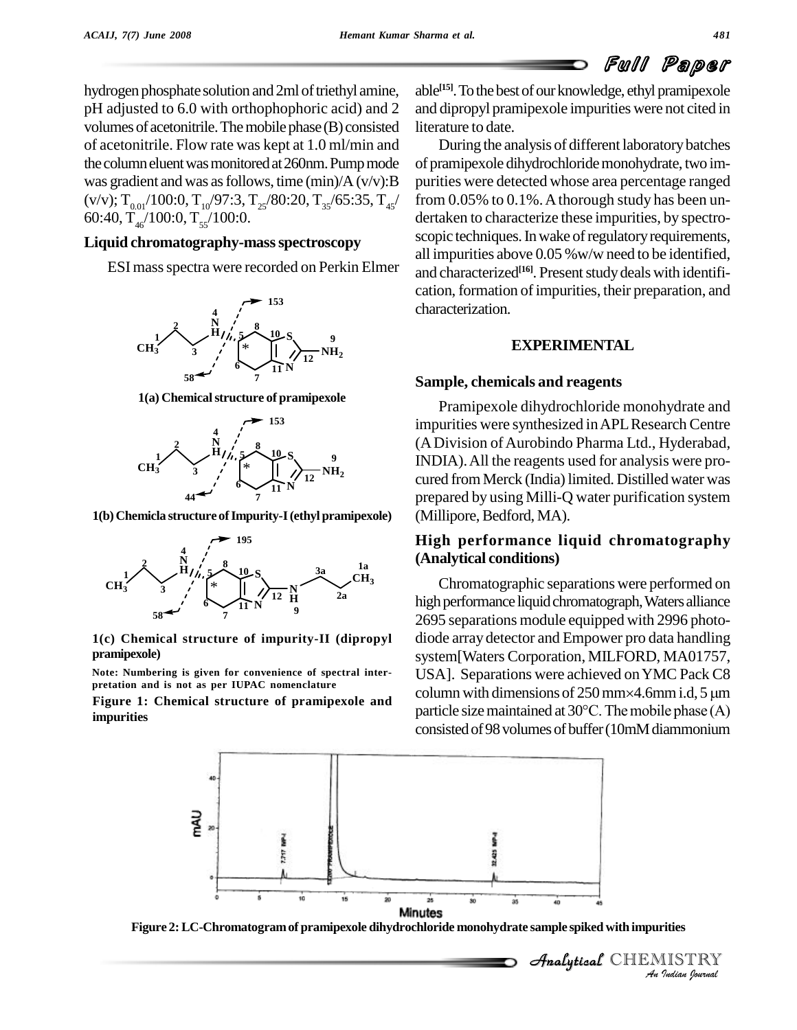hydrogen phosphate solution and 2ml of triethyl amine, pH adjusted to 6.0 with orthophophoric acid) and 2 volumes of acetonitrile. The mobile phase (B) consisted of acetonitrile. Flow rate was kept at 1.0 ml/min and the column eluent was monitored at 260nm. Pump mode was gradient and was as follows, time (min)/A (v/v):B (v/v); $T_{0.01}$/100:0, $T_{10}$/97:3, $T_{25}$/80:20, $T_{35}$/65:35, $T_{45}$/60:40, $T_{46}$/100:0, $T_{55}$/100:0.

### Liquid chromatography-mass spectroscopy

ESI mass spectra were recorded on Perkin Elmer

1(a) Chemical structure of pramipexole

1(b) Chemicla structure of Impurity-I (ethyl pramipexole)

1(c) Chemical structure of impurity-II (dipropyl pramipexole)

Note: Numbering is given for convenience of spectral interpretation and is not as per IUPAC nomenclature

**Figure 1: Chemical structure of pramipexole and impurities**

able[15]. To the best of our knowledge, ethyl pramipexole and dipropyl pramipexole impurities were not cited in literature to date.

During the analysis of different laboratory batches of pramipexole dihydrochloride monohydrate, two impurities were detected whose area percentage ranged from 0.05% to 0.1%. A thorough study has been undertaken to characterize these impurities, by spectroscopic techniques. In wake of regulatory requirements, all impurities above 0.05 %w/w need to be identified, and characterized[16]. Present study deals with identification, formation of impurities, their preparation, and characterization.

## EXPERIMENTAL

### Sample, chemicals and reagents

Pramipexole dihydrochloride monohydrate and impurities were synthesized in APL Research Centre (A Division of Aurobindo Pharma Ltd., Hyderabad, INDIA). All the reagents used for analysis were procured from Merck (India) limited. Distilled water was prepared by using Milli-Q water purification system (Millipore, Bedford, MA).

### High performance liquid chromatography (Analytical conditions)

Chromatographic separations were performed on high performance liquid chromatograph, Waters alliance 2695 separations module equipped with 2996 photodiode array detector and Empower pro data handling system[Waters Corporation, MILFORD, MA01757, USA]. Separations were achieved on YMC Pack C8 column with dimensions of 250 mm×4.6mm i.d, 5 μm particle size maintained at 30°C. The mobile phase (A) consisted of 98 volumes of buffer (10mM diammonium

**Figure 2: LC-Chromatogram of pramipexole dihydrochloride monohydrate sample spiked with impurities**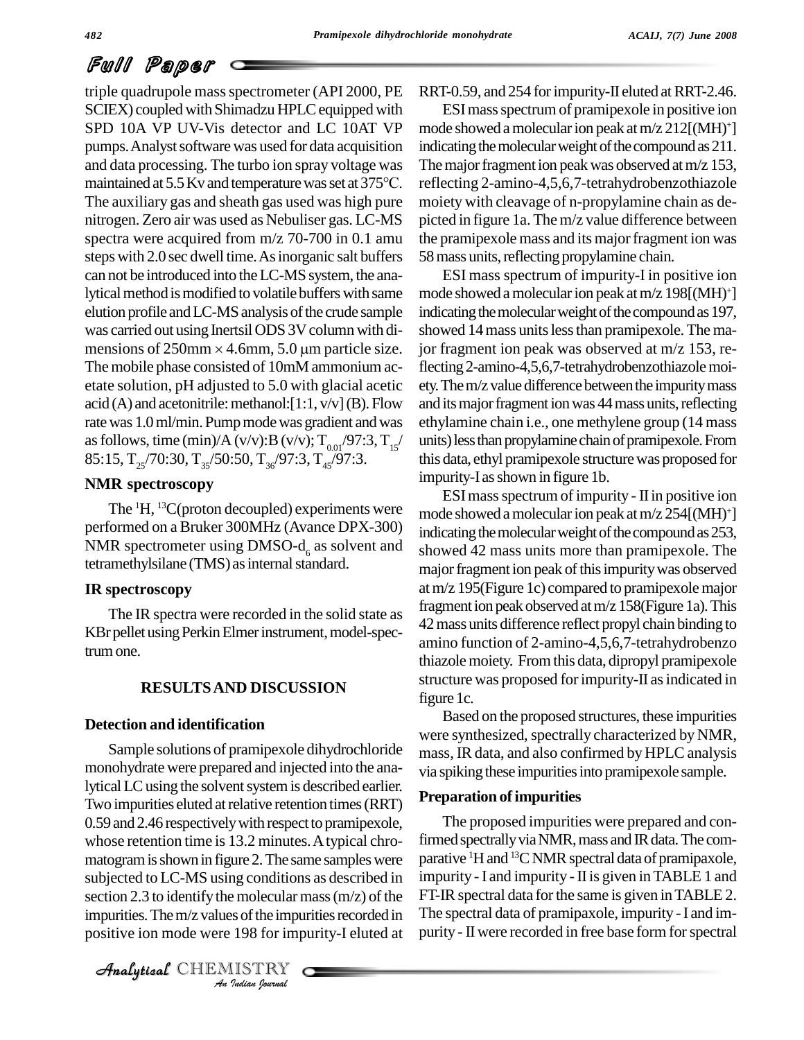triple quadrupole mass spectrometer (API 2000, PE SCIEX) coupled with Shimadzu HPLC equipped with SPD 10A VP UV-Vis detector and LC 10AT VP pumps. Analyst software was used for data acquisition and data processing. The turbo ion spray voltage was maintained at 5.5 Kv and temperature was set at 375°C. The auxiliary gas and sheath gas used was high pure nitrogen. Zero air was used as Nebuliser gas. LC-MS spectra were acquired from m/z 70-700 in 0.1 amu steps with 2.0 sec dwell time. As inorganic salt buffers can not be introduced into the LC-MS system, the analytical method is modified to volatile buffers with same elution profile and LC-MS analysis of the crude sample was carried out using Inertsil ODS 3V column with dimensions of 250mm × 4.6mm, 5.0 μm particle size. The mobile phase consisted of 10mM ammonium acetate solution, pH adjusted to 5.0 with glacial acetic acid (A) and acetonitrile: methanol:[1:1, v/v] (B). Flow rate was 1.0 ml/min. Pump mode was gradient and was as follows, time (min)/A (v/v):B (v/v); $T_{0.01}$/97:3, $T_{15}$/85:15, $T_{25}$/70:30, $T_{35}$/50:50, $T_{36}$/97:3, $T_{45}$/97:3.

### NMR spectroscopy

The $^{1}H$, $^{13}C$(proton decoupled) experiments were performed on a Bruker 300MHz (Avance DPX-300) NMR spectrometer using DMSO-$d_6$ as solvent and tetramethylsilane (TMS) as internal standard.

### IR spectroscopy

The IR spectra were recorded in the solid state as KBr pellet using Perkin Elmer instrument, model-spectrum one.

## RESULTS AND DISCUSSION

### Detection and identification

Sample solutions of pramipexole dihydrochloride monohydrate were prepared and injected into the analytical LC using the solvent system is described earlier. Two impurities eluted at relative retention times (RRT) 0.59 and 2.46 respectively with respect to pramipexole, whose retention time is 13.2 minutes. A typical chromatogram is shown in figure 2. The same samples were subjected to LC-MS using conditions as described in section 2.3 to identify the molecular mass (m/z) of the impurities. The m/z values of the impurities recorded in positive ion mode were 198 for impurity-I eluted at RRT-0.59, and 254 for impurity-II eluted at RRT-2.46.

ESI mass spectrum of pramipexole in positive ion mode showed a molecular ion peak at m/z 212[$(MH)^+$] indicating the molecular weight of the compound as 211. The major fragment ion peak was observed at m/z 153, reflecting 2-amino-4,5,6,7-tetrahydrobenzothiazole moiety with cleavage of n-propylamine chain as depicted in figure 1a. The m/z value difference between the pramipexole mass and its major fragment ion was 58 mass units, reflecting propylamine chain.

ESI mass spectrum of impurity-I in positive ion mode showed a molecular ion peak at m/z 198[$(MH)^+$] indicating the molecular weight of the compound as 197, showed 14 mass units less than pramipexole. The major fragment ion peak was observed at m/z 153, reflecting 2-amino-4,5,6,7-tetrahydrobenzothiazole moiety. The m/z value difference between the impurity mass and its major fragment ion was 44 mass units, reflecting ethylamine chain i.e., one methylene group (14 mass units) less than propylamine chain of pramipexole. From this data, ethyl pramipexole structure was proposed for impurity-I as shown in figure 1b.

ESI mass spectrum of impurity - II in positive ion mode showed a molecular ion peak at m/z 254[$(MH)^+$] indicating the molecular weight of the compound as 253, showed 42 mass units more than pramipexole. The major fragment ion peak of this impurity was observed at m/z 195(Figure 1c) compared to pramipexole major fragment ion peak observed at m/z 158(Figure 1a). This 42 mass units difference reflect propyl chain binding to amino function of 2-amino-4,5,6,7-tetrahydrobenzo thiazole moiety. From this data, dipropyl pramipexole structure was proposed for impurity-II as indicated in figure 1c.

Based on the proposed structures, these impurities were synthesized, spectrally characterized by NMR, mass, IR data, and also confirmed by HPLC analysis via spiking these impurities into pramipexole sample.

### Preparation of impurities

The proposed impurities were prepared and confirmed spectrally via NMR, mass and IR data. The comparative $^{1}H$ and $^{13}C$ NMR spectral data of pramipaxole, impurity - I and impurity - II is given in TABLE 1 and FT-IR spectral data for the same is given in TABLE 2. The spectral data of pramipaxole, impurity - I and impurity - II were recorded in free base form for spectral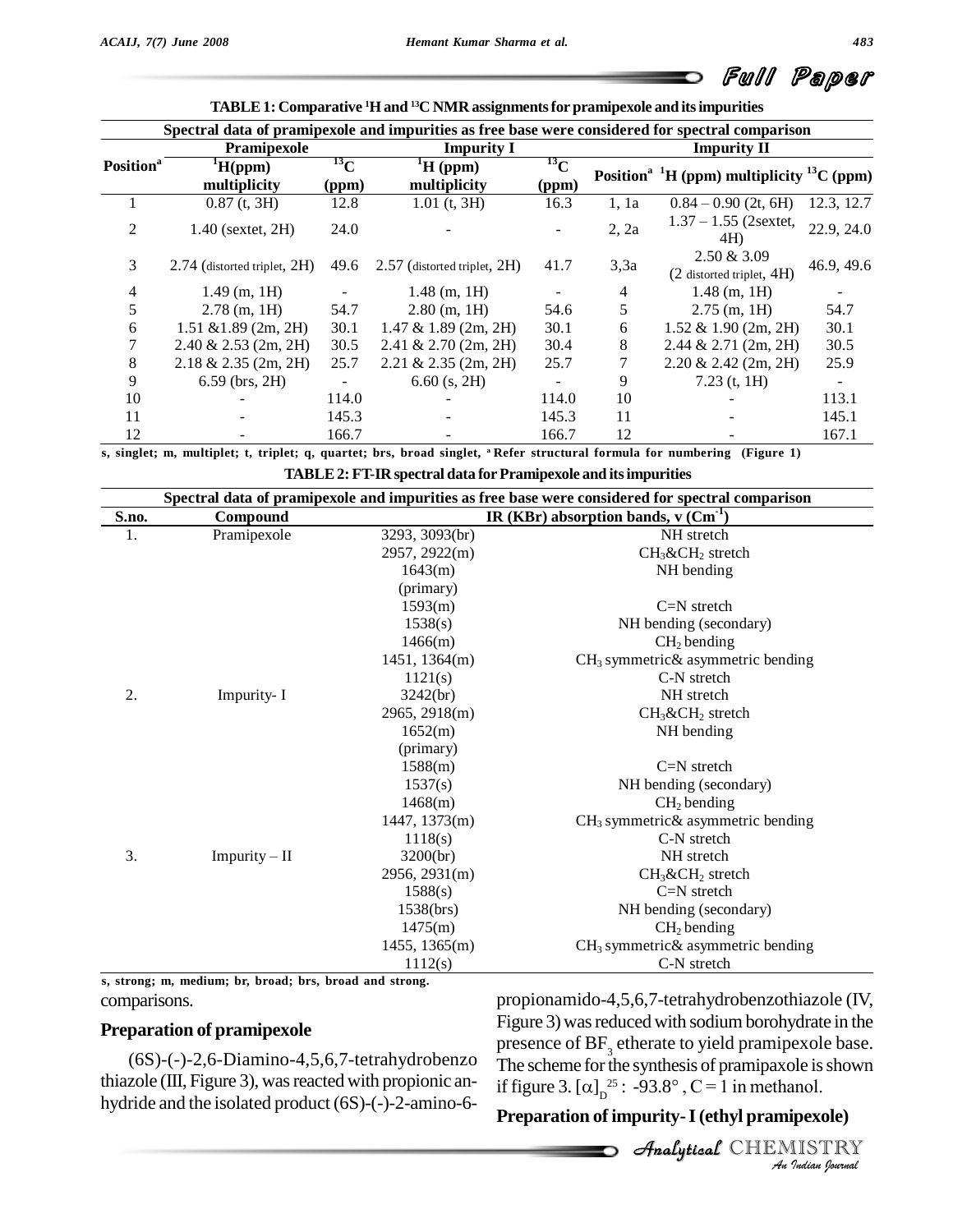**TABLE 1: Comparative $^1H$ and $^{13}C$ NMR assignments for pramipexole and its impurities**

| Spectral data of pramipexole and impurities as free base were considered for spectral comparison | | | | | | | |
|---|---|---|---|---|---|---|---|
| | Pramipexole | | Impurity I | | Impurity II | | |
| Position[a] | $^1H$(ppm) multiplicity | $^{13}C$ (ppm) | $^1H$ (ppm) multiplicity | $^{13}C$ (ppm) | Position[a] | $^1H$ (ppm) multiplicity | $^{13}C$ (ppm) |
| 1 | 0.87 (t, 3H) | 12.8 | 1.01 (t, 3H) | 16.3 | 1, 1a | 0.84 – 0.90 (2t, 6H) | 12.3, 12.7 |
| 2 | 1.40 (sextet, 2H) | 24.0 | - | - | 2, 2a | 1.37 – 1.55 (2sextet, 4H) | 22.9, 24.0 |
| 3 | 2.74 (distorted triplet, 2H) | 49.6 | 2.57 (distorted triplet, 2H) | 41.7 | 3,3a | 2.50 & 3.09 (2 distorted triplet, 4H) | 46.9, 49.6 |
| 4 | 1.49 (m, 1H) | - | 1.48 (m, 1H) | - | 4 | 1.48 (m, 1H) | - |
| 5 | 2.78 (m, 1H) | 54.7 | 2.80 (m, 1H) | 54.6 | 5 | 2.75 (m, 1H) | 54.7 |
| 6 | 1.51 &1.89 (2m, 2H) | 30.1 | 1.47 & 1.89 (2m, 2H) | 30.1 | 6 | 1.52 & 1.90 (2m, 2H) | 30.1 |
| 7 | 2.40 & 2.53 (2m, 2H) | 30.5 | 2.41 & 2.70 (2m, 2H) | 30.4 | 8 | 2.44 & 2.71 (2m, 2H) | 30.5 |
| 8 | 2.18 & 2.35 (2m, 2H) | 25.7 | 2.21 & 2.35 (2m, 2H) | 25.7 | 7 | 2.20 & 2.42 (2m, 2H) | 25.9 |
| 9 | 6.59 (brs, 2H) | - | 6.60 (s, 2H) | - | 9 | 7.23 (t, 1H) | - |
| 10 | - | 114.0 | - | 114.0 | 10 | - | 113.1 |
| 11 | - | 145.3 | - | 145.3 | 11 | - | 145.1 |
| 12 | - | 166.7 | - | 166.7 | 12 | - | 167.1 |

s, singlet; m, multiplet; t, triplet; q, quartet; brs, broad singlet, [a] Refer structural formula for numbering (Figure 1)

**TABLE 2: FT-IR spectral data for Pramipexole and its impurities**

| Spectral data of pramipexole and impurities as free base were considered for spectral comparison | | | |
|---|---|---|---|
| S.no. | Compound | IR (KBr) absorption bands, ν ($Cm^{-1}$) | |
| 1. | Pramipexole | 3293, 3093(br) | NH stretch |
| | | 2957, 2922(m) | $CH_3$&$CH_2$ stretch |
| | | 1643(m) (primary) | NH bending |
| | | 1593(m) | C=N stretch |
| | | 1538(s) | NH bending (secondary) |
| | | 1466(m) | $CH_2$ bending |
| | | 1451, 1364(m) | $CH_3$ symmetric& asymmetric bending |
| | | 1121(s) | C-N stretch |
| 2. | Impurity- I | 3242(br) | NH stretch |
| | | 2965, 2918(m) | $CH_3$&$CH_2$ stretch |
| | | 1652(m) (primary) | NH bending |
| | | 1588(m) | C=N stretch |
| | | 1537(s) | NH bending (secondary) |
| | | 1468(m) | $CH_2$ bending |
| | | 1447, 1373(m) | $CH_3$ symmetric& asymmetric bending |
| | | 1118(s) | C-N stretch |
| 3. | Impurity – II | 3200(br) | NH stretch |
| | | 2956, 2931(m) | $CH_3$&$CH_2$ stretch |
| | | 1588(s) | C=N stretch |
| | | 1538(brs) | NH bending (secondary) |
| | | 1475(m) | $CH_2$ bending |
| | | 1455, 1365(m) | $CH_3$ symmetric& asymmetric bending |
| | | 1112(s) | C-N stretch |

s, strong; m, medium; br, broad; brs, broad and strong.

comparisons.

## Preparation of pramipexole

(6S)-(-)-2,6-Diamino-4,5,6,7-tetrahydrobenzo thiazole (III, Figure 3), was reacted with propionic anhydride and the isolated product (6S)-(-)-2-amino-6-propionamido-4,5,6,7-tetrahydrobenzothiazole (IV, Figure 3) was reduced with sodium borohydrate in the presence of $BF_3$ etherate to yield pramipexole base. The scheme for the synthesis of pramipaxole is shown if figure 3. $[\alpha]_D^{25}$ : -93.8° , C = 1 in methanol.

## Preparation of impurity- I (ethyl pramipexole)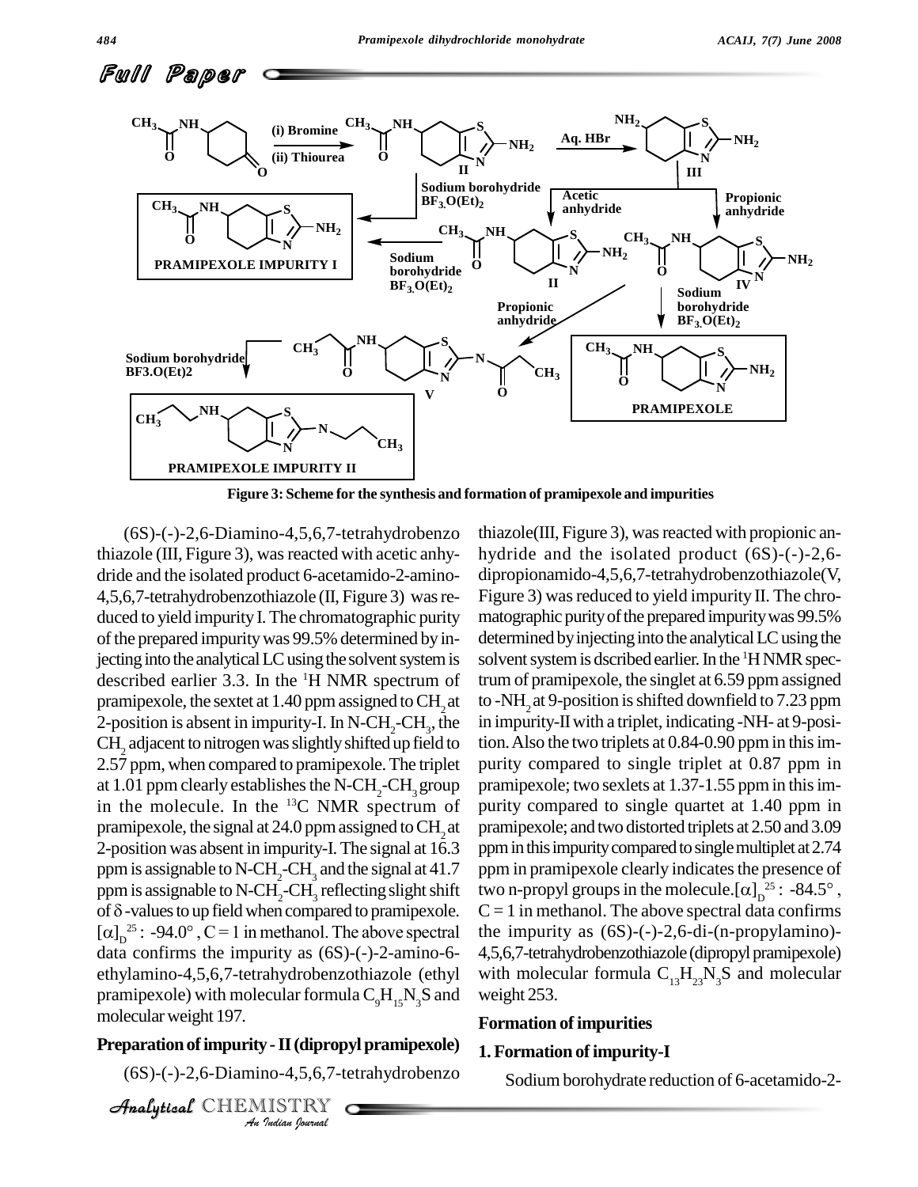## Full Paper

Figure 3: Scheme for the synthesis and formation of pramipexole and impurities

(6S)-(-)-2,6-Diamino-4,5,6,7-tetrahydrobenzo thiazole (III, Figure 3), was reacted with acetic anhydride and the isolated product 6-acetamido-2-amino-4,5,6,7-tetrahydrobenzothiazole (II, Figure 3) was reduced to yield impurity I. The chromatographic purity of the prepared impurity was 99.5% determined by injecting into the analytical LC using the solvent system is described earlier 3.3. In the $^1$H NMR spectrum of pramipexole, the sextet at 1.40 ppm assigned to $CH_2$ at 2-position is absent in impurity-I. In N-$CH_2$-$CH_3$, the $CH_2$ adjacent to nitrogen was slightly shifted up field to 2.57 ppm, when compared to pramipexole. The triplet at 1.01 ppm clearly establishes the N-$CH_2$-$CH_3$ group in the molecule. In the $^{13}$C NMR spectrum of pramipexole, the signal at 24.0 ppm assigned to $CH_2$ at 2-position was absent in impurity-I. The signal at 16.3 ppm is assignable to N-$CH_2$-$CH_3$ and the signal at 41.7 ppm is assignable to N-$CH_2$-$CH_3$ reflecting slight shift of $\delta$-values to up field when compared to pramipexole. $[\alpha]_D^{25}$ : -94.0°, C = 1 in methanol. The above spectral data confirms the impurity as (6S)-(-)-2-amino-6-ethylamino-4,5,6,7-tetrahydrobenzothiazole (ethyl pramipexole) with molecular formula $C_9H_{15}N_3S$ and molecular weight 197.

### Preparation of impurity - II (dipropyl pramipexole)

(6S)-(-)-2,6-Diamino-4,5,6,7-tetrahydrobenzo thiazole(III, Figure 3), was reacted with propionic anhydride and the isolated product (6S)-(-)-2,6-dipropionamido-4,5,6,7-tetrahydrobenzothiazole(V, Figure 3) was reduced to yield impurity II. The chromatographic purity of the prepared impurity was 99.5% determined by injecting into the analytical LC using the solvent system is dscribed earlier. In the $^1$H NMR spectrum of pramipexole, the singlet at 6.59 ppm assigned to -$NH_2$ at 9-position is shifted downfield to 7.23 ppm in impurity-II with a triplet, indicating -NH- at 9-position. Also the two triplets at 0.84-0.90 ppm in this impurity compared to single triplet at 0.87 ppm in pramipexole; two sexlets at 1.37-1.55 ppm in this impurity compared to single quartet at 1.40 ppm in pramipexole; and two distorted triplets at 2.50 and 3.09 ppm in this impurity compared to single multiplet at 2.74 ppm in pramipexole clearly indicates the presence of two n-propyl groups in the molecule. $[\alpha]_D^{25}$ : -84.5°, C = 1 in methanol. The above spectral data confirms the impurity as (6S)-(-)-2,6-di-(n-propylamino)-4,5,6,7-tetrahydrobenzothiazole (dipropyl pramipexole) with molecular formula $C_{13}H_{23}N_3S$ and molecular weight 253.

### Formation of impurities

### 1. Formation of impurity-I

Sodium borohydrate reduction of 6-acetamido-2-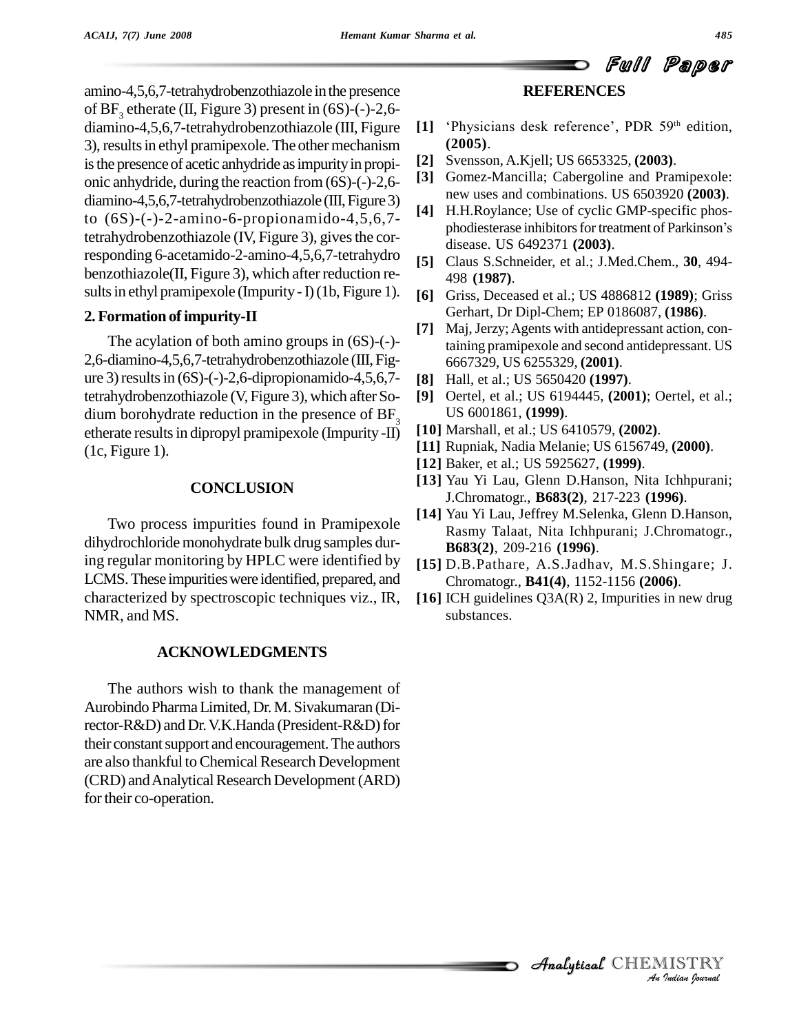amino-4,5,6,7-tetrahydrobenzothiazole in the presence of $BF_3$ etherate (II, Figure 3) present in (6S)-(-)-2,6-diamino-4,5,6,7-tetrahydrobenzothiazole (III, Figure 3), results in ethyl pramipexole. The other mechanism is the presence of acetic anhydride as impurity in propionic anhydride, during the reaction from (6S)-(-)-2,6-diamino-4,5,6,7-tetrahydrobenzothiazole (III, Figure 3) to (6S)-(-)-2-amino-6-propionamido-4,5,6,7-tetrahydrobenzothiazole (IV, Figure 3), gives the corresponding 6-acetamido-2-amino-4,5,6,7-tetrahydro benzothiazole(II, Figure 3), which after reduction results in ethyl pramipexole (Impurity - I) (1b, Figure 1).

## 2. Formation of impurity-II

The acylation of both amino groups in (6S)-(-)-2,6-diamino-4,5,6,7-tetrahydrobenzothiazole (III, Figure 3) results in (6S)-(-)-2,6-dipropionamido-4,5,6,7-tetrahydrobenzothiazole (V, Figure 3), which after Sodium borohydrate reduction in the presence of $BF_3$ etherate results in dipropyl pramipexole (Impurity -II) (1c, Figure 1).

## CONCLUSION

Two process impurities found in Pramipexole dihydrochloride monohydrate bulk drug samples during regular monitoring by HPLC were identified by LCMS. These impurities were identified, prepared, and characterized by spectroscopic techniques viz., IR, NMR, and MS.

## ACKNOWLEDGMENTS

The authors wish to thank the management of Aurobindo Pharma Limited, Dr. M. Sivakumaran (Director-R&D) and Dr. V.K.Handa (President-R&D) for their constant support and encouragement. The authors are also thankful to Chemical Research Development (CRD) and Analytical Research Development (ARD) for their co-operation.

## REFERENCES

**[1]** 'Physicians desk reference', PDR 59th edition, **(2005)**.

**[2]** Svensson, A.Kjell; US 6653325, **(2003)**.

**[3]** Gomez-Mancilla; Cabergoline and Pramipexole: new uses and combinations. US 6503920 **(2003)**.

**[4]** H.H.Roylance; Use of cyclic GMP-specific phosphodiesterase inhibitors for treatment of Parkinson's disease. US 6492371 **(2003)**.

**[5]** Claus S.Schneider, et al.; J.Med.Chem., **30**, 494-498 **(1987)**.

**[6]** Griss, Deceased et al.; US 4886812 **(1989)**; Griss Gerhart, Dr Dipl-Chem; EP 0186087, **(1986)**.

**[7]** Maj, Jerzy; Agents with antidepressant action, containing pramipexole and second antidepressant. US 6667329, US 6255329, **(2001)**.

**[8]** Hall, et al.; US 5650420 **(1997)**.

**[9]** Oertel, et al.; US 6194445, **(2001)**; Oertel, et al.; US 6001861, **(1999)**.

**[10]** Marshall, et al.; US 6410579, **(2002)**.

**[11]** Rupniak, Nadia Melanie; US 6156749, **(2000)**.

**[12]** Baker, et al.; US 5925627, **(1999)**.

**[13]** Yau Yi Lau, Glenn D.Hanson, Nita Ichhpurani; J.Chromatogr., **B683(2)**, 217-223 **(1996)**.

**[14]** Yau Yi Lau, Jeffrey M.Selenka, Glenn D.Hanson, Rasmy Talaat, Nita Ichhpurani; J.Chromatogr., **B683(2)**, 209-216 **(1996)**.

**[15]** D.B.Pathare, A.S.Jadhav, M.S.Shingare; J. Chromatogr., **B41(4)**, 1152-1156 **(2006)**.

**[16]** ICH guidelines Q3A(R) 2, Impurities in new drug substances.